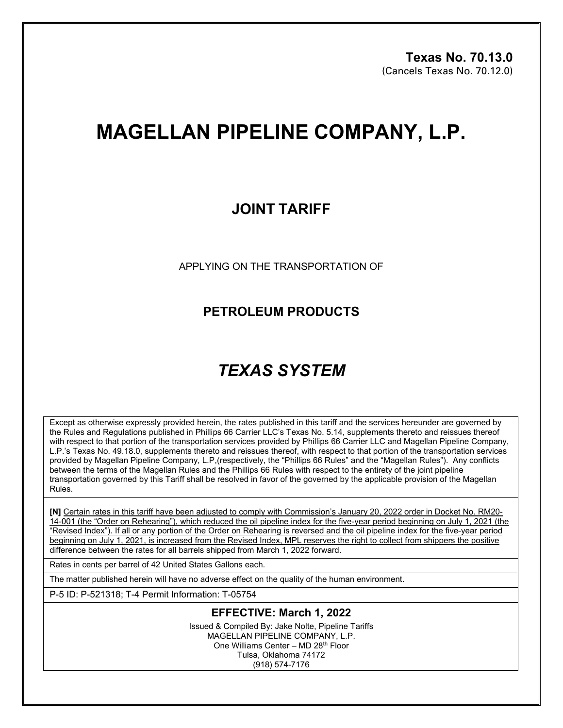**Texas No. 70.13.0**
(Cancels Texas No. 70.12.0)

# MAGELLAN PIPELINE COMPANY, L.P.

## JOINT TARIFF

APPLYING ON THE TRANSPORTATION OF

## PETROLEUM PRODUCTS

# *TEXAS SYSTEM*

Except as otherwise expressly provided herein, the rates published in this tariff and the services hereunder are governed by the Rules and Regulations published in Phillips 66 Carrier LLC's Texas No. 5.14, supplements thereto and reissues thereof with respect to that portion of the transportation services provided by Phillips 66 Carrier LLC and Magellan Pipeline Company, L.P.'s Texas No. 49.18.0, supplements thereto and reissues thereof, with respect to that portion of the transportation services provided by Magellan Pipeline Company, L.P,(respectively, the "Phillips 66 Rules" and the "Magellan Rules"). Any conflicts between the terms of the Magellan Rules and the Phillips 66 Rules with respect to the entirety of the joint pipeline transportation governed by this Tariff shall be resolved in favor of the governed by the applicable provision of the Magellan Rules.

**[N]** Certain rates in this tariff have been adjusted to comply with Commission's January 20, 2022 order in Docket No. RM20-14-001 (the "Order on Rehearing"), which reduced the oil pipeline index for the five-year period beginning on July 1, 2021 (the "Revised Index"). If all or any portion of the Order on Rehearing is reversed and the oil pipeline index for the five-year period beginning on July 1, 2021, is increased from the Revised Index, MPL reserves the right to collect from shippers the positive difference between the rates for all barrels shipped from March 1, 2022 forward.

Rates in cents per barrel of 42 United States Gallons each.

The matter published herein will have no adverse effect on the quality of the human environment.

P-5 ID: P-521318; T-4 Permit Information: T-05754

**EFFECTIVE: March 1, 2022**

Issued & Compiled By: Jake Nolte, Pipeline Tariffs
MAGELLAN PIPELINE COMPANY, L.P.
One Williams Center – MD 28th Floor
Tulsa, Oklahoma 74172
(918) 574-7176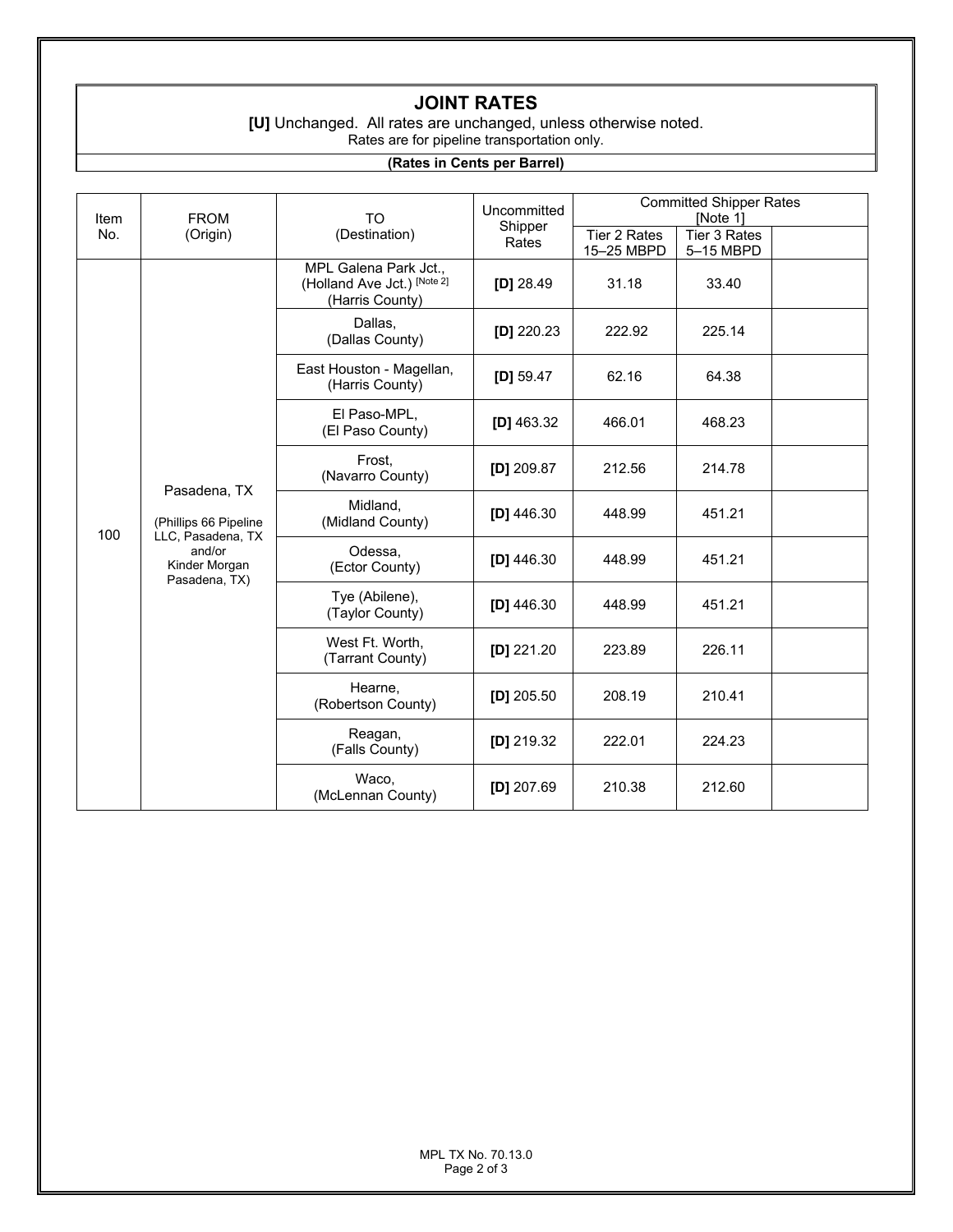## JOINT RATES

**[U]** Unchanged. All rates are unchanged, unless otherwise noted.
Rates are for pipeline transportation only.

**(Rates in Cents per Barrel)**

| Item No. | FROM (Origin) | TO (Destination) | Uncommitted Shipper Rates | Committed Shipper Rates [Note 1] | | |
|---|---|---|---|---|---|---|
| | | | | Tier 2 Rates 15–25 MBPD | Tier 3 Rates 5–15 MBPD | |
| 100 | Pasadena, TX (Phillips 66 Pipeline LLC, Pasadena, TX and/or Kinder Morgan Pasadena, TX) | MPL Galena Park Jct., (Holland Ave Jct.) [Note 2] (Harris County) | **[D]** 28.49 | 31.18 | 33.40 | |
| | | Dallas, (Dallas County) | **[D]** 220.23 | 222.92 | 225.14 | |
| | | East Houston - Magellan, (Harris County) | **[D]** 59.47 | 62.16 | 64.38 | |
| | | El Paso-MPL, (El Paso County) | **[D]** 463.32 | 466.01 | 468.23 | |
| | | Frost, (Navarro County) | **[D]** 209.87 | 212.56 | 214.78 | |
| | | Midland, (Midland County) | **[D]** 446.30 | 448.99 | 451.21 | |
| | | Odessa, (Ector County) | **[D]** 446.30 | 448.99 | 451.21 | |
| | | Tye (Abilene), (Taylor County) | **[D]** 446.30 | 448.99 | 451.21 | |
| | | West Ft. Worth, (Tarrant County) | **[D]** 221.20 | 223.89 | 226.11 | |
| | | Hearne, (Robertson County) | **[D]** 205.50 | 208.19 | 210.41 | |
| | | Reagan, (Falls County) | **[D]** 219.32 | 222.01 | 224.23 | |
| | | Waco, (McLennan County) | **[D]** 207.69 | 210.38 | 212.60 | |

MPL TX No. 70.13.0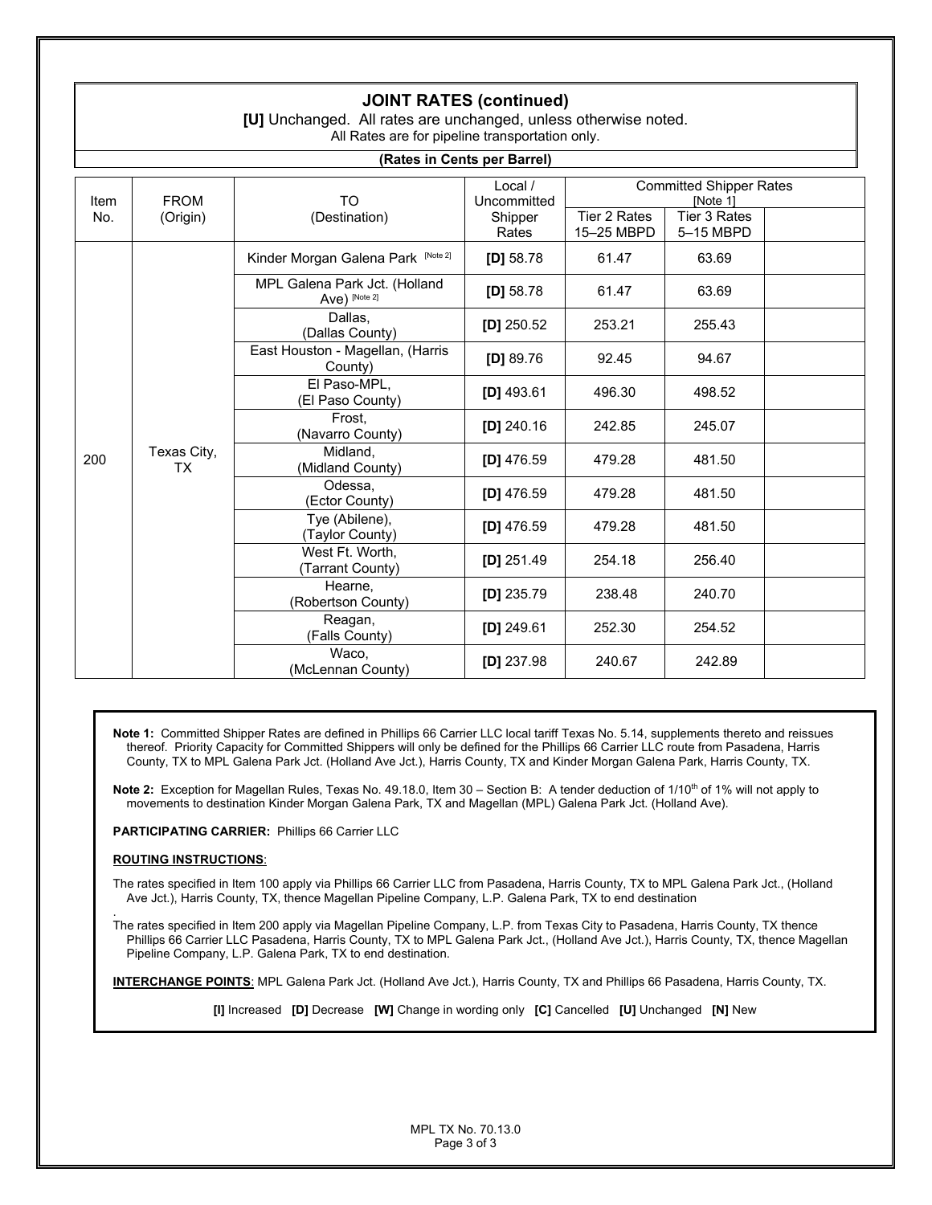## JOINT RATES (continued)

**[U]** Unchanged. All rates are unchanged, unless otherwise noted.
All Rates are for pipeline transportation only.

**(Rates in Cents per Barrel)**

| Item No. | FROM (Origin) | TO (Destination) | Local / Uncommitted Shipper Rates | Committed Shipper Rates [Note 1] | | |
|---|---|---|---|---|---|---|
| | | | | Tier 2 Rates 15–25 MBPD | Tier 3 Rates 5–15 MBPD | |
| 200 | Texas City, TX | Kinder Morgan Galena Park [Note 2] | **[D]** 58.78 | 61.47 | 63.69 | |
| | | MPL Galena Park Jct. (Holland Ave) [Note 2] | **[D]** 58.78 | 61.47 | 63.69 | |
| | | Dallas, (Dallas County) | **[D]** 250.52 | 253.21 | 255.43 | |
| | | East Houston - Magellan, (Harris County) | **[D]** 89.76 | 92.45 | 94.67 | |
| | | El Paso-MPL, (El Paso County) | **[D]** 493.61 | 496.30 | 498.52 | |
| | | Frost, (Navarro County) | **[D]** 240.16 | 242.85 | 245.07 | |
| | | Midland, (Midland County) | **[D]** 476.59 | 479.28 | 481.50 | |
| | | Odessa, (Ector County) | **[D]** 476.59 | 479.28 | 481.50 | |
| | | Tye (Abilene), (Taylor County) | **[D]** 476.59 | 479.28 | 481.50 | |
| | | West Ft. Worth, (Tarrant County) | **[D]** 251.49 | 254.18 | 256.40 | |
| | | Hearne, (Robertson County) | **[D]** 235.79 | 238.48 | 240.70 | |
| | | Reagan, (Falls County) | **[D]** 249.61 | 252.30 | 254.52 | |
| | | Waco, (McLennan County) | **[D]** 237.98 | 240.67 | 242.89 | |

**Note 1:** Committed Shipper Rates are defined in Phillips 66 Carrier LLC local tariff Texas No. 5.14, supplements thereto and reissues thereof. Priority Capacity for Committed Shippers will only be defined for the Phillips 66 Carrier LLC route from Pasadena, Harris County, TX to MPL Galena Park Jct. (Holland Ave Jct.), Harris County, TX and Kinder Morgan Galena Park, Harris County, TX.

**Note 2:** Exception for Magellan Rules, Texas No. 49.18.0, Item 30 – Section B: A tender deduction of 1/10th of 1% will not apply to movements to destination Kinder Morgan Galena Park, TX and Magellan (MPL) Galena Park Jct. (Holland Ave).

**PARTICIPATING CARRIER:** Phillips 66 Carrier LLC

**ROUTING INSTRUCTIONS**:

The rates specified in Item 100 apply via Phillips 66 Carrier LLC from Pasadena, Harris County, TX to MPL Galena Park Jct., (Holland Ave Jct.), Harris County, TX, thence Magellan Pipeline Company, L.P. Galena Park, TX to end destination

The rates specified in Item 200 apply via Magellan Pipeline Company, L.P. from Texas City to Pasadena, Harris County, TX thence Phillips 66 Carrier LLC Pasadena, Harris County, TX to MPL Galena Park Jct., (Holland Ave Jct.), Harris County, TX, thence Magellan Pipeline Company, L.P. Galena Park, TX to end destination.

**INTERCHANGE POINTS**: MPL Galena Park Jct. (Holland Ave Jct.), Harris County, TX and Phillips 66 Pasadena, Harris County, TX.

**[I]** Increased **[D]** Decrease **[W]** Change in wording only **[C]** Cancelled **[U]** Unchanged **[N]** New

MPL TX No. 70.13.0